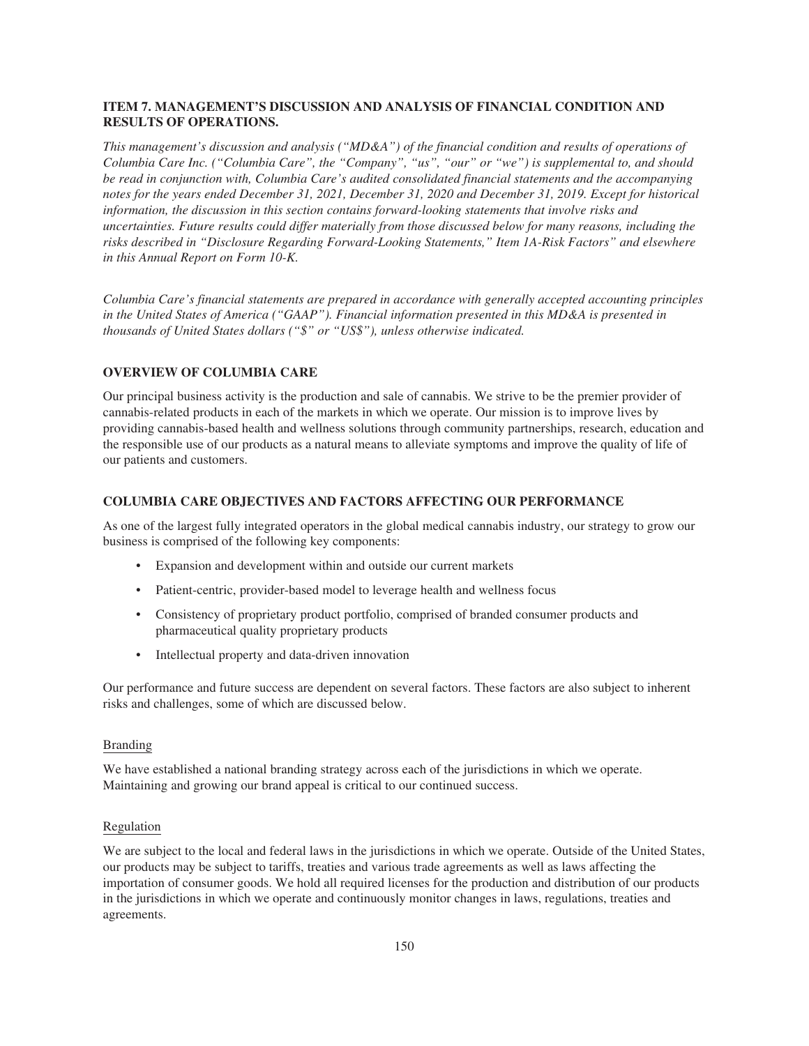## ITEM 7. MANAGEMENT'S DISCUSSION AND ANALYSIS OF FINANCIAL CONDITION AND RESULTS OF OPERATIONS.

*This management's discussion and analysis ("MD&A") of the financial condition and results of operations of Columbia Care Inc. ("Columbia Care", the "Company", "us", "our" or "we") is supplemental to, and should be read in conjunction with, Columbia Care's audited consolidated financial statements and the accompanying notes for the years ended December 31, 2021, December 31, 2020 and December 31, 2019. Except for historical information, the discussion in this section contains forward-looking statements that involve risks and uncertainties. Future results could differ materially from those discussed below for many reasons, including the risks described in "Disclosure Regarding Forward-Looking Statements," Item 1A-Risk Factors" and elsewhere in this Annual Report on Form 10-K.*

*Columbia Care's financial statements are prepared in accordance with generally accepted accounting principles in the United States of America ("GAAP"). Financial information presented in this MD&A is presented in thousands of United States dollars ("$" or "US$"), unless otherwise indicated.*

### OVERVIEW OF COLUMBIA CARE

Our principal business activity is the production and sale of cannabis. We strive to be the premier provider of cannabis-related products in each of the markets in which we operate. Our mission is to improve lives by providing cannabis-based health and wellness solutions through community partnerships, research, education and the responsible use of our products as a natural means to alleviate symptoms and improve the quality of life of our patients and customers.

### COLUMBIA CARE OBJECTIVES AND FACTORS AFFECTING OUR PERFORMANCE

As one of the largest fully integrated operators in the global medical cannabis industry, our strategy to grow our business is comprised of the following key components:

- Expansion and development within and outside our current markets
- Patient-centric, provider-based model to leverage health and wellness focus
- Consistency of proprietary product portfolio, comprised of branded consumer products and pharmaceutical quality proprietary products
- Intellectual property and data-driven innovation

Our performance and future success are dependent on several factors. These factors are also subject to inherent risks and challenges, some of which are discussed below.

#### Branding

We have established a national branding strategy across each of the jurisdictions in which we operate. Maintaining and growing our brand appeal is critical to our continued success.

#### Regulation

We are subject to the local and federal laws in the jurisdictions in which we operate. Outside of the United States, our products may be subject to tariffs, treaties and various trade agreements as well as laws affecting the importation of consumer goods. We hold all required licenses for the production and distribution of our products in the jurisdictions in which we operate and continuously monitor changes in laws, regulations, treaties and agreements.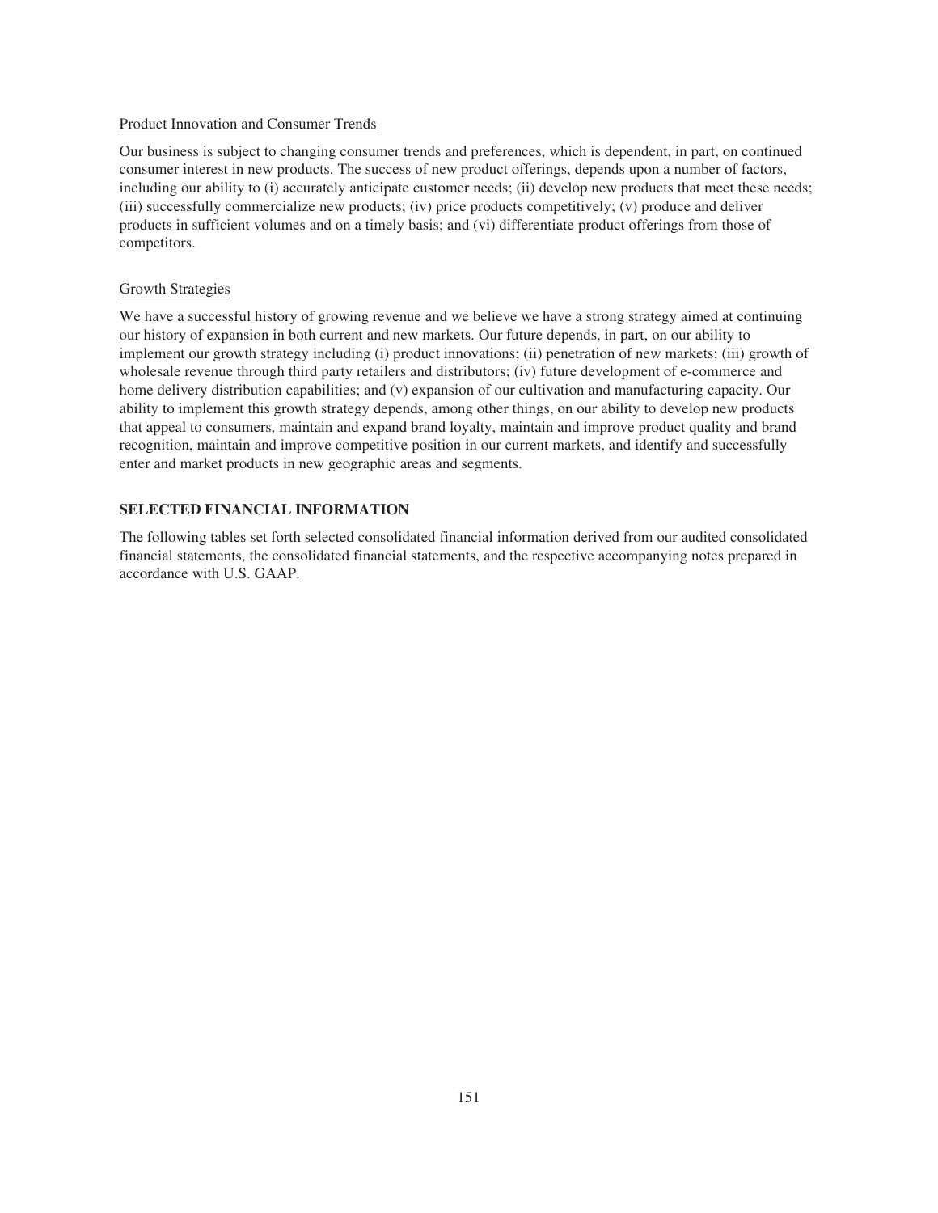### Product Innovation and Consumer Trends

Our business is subject to changing consumer trends and preferences, which is dependent, in part, on continued consumer interest in new products. The success of new product offerings, depends upon a number of factors, including our ability to (i) accurately anticipate customer needs; (ii) develop new products that meet these needs; (iii) successfully commercialize new products; (iv) price products competitively; (v) produce and deliver products in sufficient volumes and on a timely basis; and (vi) differentiate product offerings from those of competitors.

### Growth Strategies

We have a successful history of growing revenue and we believe we have a strong strategy aimed at continuing our history of expansion in both current and new markets. Our future depends, in part, on our ability to implement our growth strategy including (i) product innovations; (ii) penetration of new markets; (iii) growth of wholesale revenue through third party retailers and distributors; (iv) future development of e-commerce and home delivery distribution capabilities; and (v) expansion of our cultivation and manufacturing capacity. Our ability to implement this growth strategy depends, among other things, on our ability to develop new products that appeal to consumers, maintain and expand brand loyalty, maintain and improve product quality and brand recognition, maintain and improve competitive position in our current markets, and identify and successfully enter and market products in new geographic areas and segments.

## SELECTED FINANCIAL INFORMATION

The following tables set forth selected consolidated financial information derived from our audited consolidated financial statements, the consolidated financial statements, and the respective accompanying notes prepared in accordance with U.S. GAAP.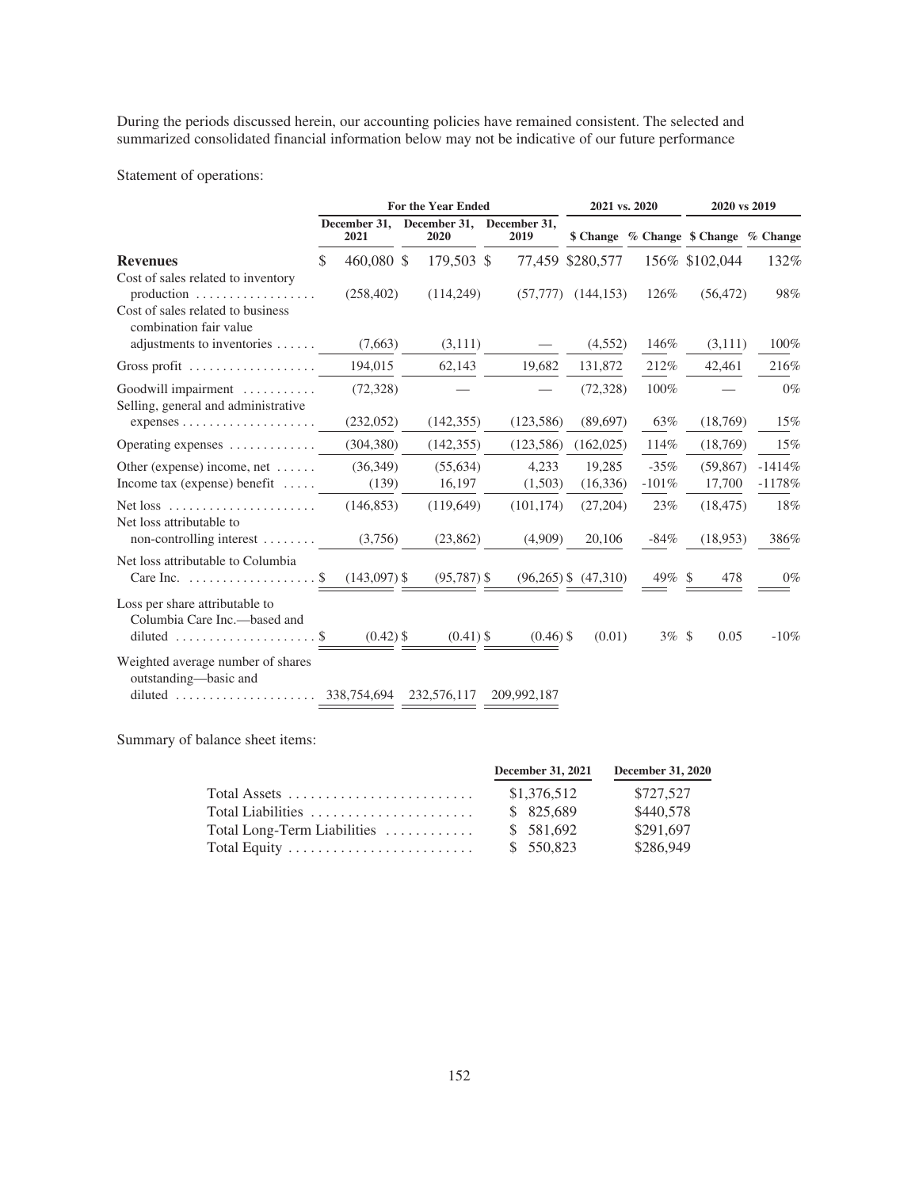During the periods discussed herein, our accounting policies have remained consistent. The selected and summarized consolidated financial information below may not be indicative of our future performance

Statement of operations:

| | For the Year Ended | | | 2021 vs. 2020 | | 2020 vs 2019 | |
|---|---|---|---|---|---|---|---|
| | December 31, 2021 | December 31, 2020 | December 31, 2019 | $ Change | % Change | $ Change | % Change |
| **Revenues** | $ 460,080 | $ 179,503 | $ 77,459 | $280,577 | 156% | $102,044 | 132% |
| Cost of sales related to inventory production | (258,402) | (114,249) | (57,777) | (144,153) | 126% | (56,472) | 98% |
| Cost of sales related to business combination fair value adjustments to inventories | (7,663) | (3,111) | — | (4,552) | 146% | (3,111) | 100% |
| Gross profit | 194,015 | 62,143 | 19,682 | 131,872 | 212% | 42,461 | 216% |
| Goodwill impairment | (72,328) | — | — | (72,328) | 100% | — | 0% |
| Selling, general and administrative expenses | (232,052) | (142,355) | (123,586) | (89,697) | 63% | (18,769) | 15% |
| Operating expenses | (304,380) | (142,355) | (123,586) | (162,025) | 114% | (18,769) | 15% |
| Other (expense) income, net | (36,349) | (55,634) | 4,233 | 19,285 | -35% | (59,867) | -1414% |
| Income tax (expense) benefit | (139) | 16,197 | (1,503) | (16,336) | -101% | 17,700 | -1178% |
| Net loss | (146,853) | (119,649) | (101,174) | (27,204) | 23% | (18,475) | 18% |
| Net loss attributable to non-controlling interest | (3,756) | (23,862) | (4,909) | 20,106 | -84% | (18,953) | 386% |
| Net loss attributable to Columbia Care Inc. | $ (143,097) | $ (95,787) | $ (96,265) | $ (47,310) | 49% | $ 478 | 0% |
| Loss per share attributable to Columbia Care Inc.—based and diluted | $ (0.42) | $ (0.41) | $ (0.46) | $ (0.01) | 3% | $ 0.05 | -10% |
| Weighted average number of shares outstanding—basic and diluted | 338,754,694 | 232,576,117 | 209,992,187 | | | | |

Summary of balance sheet items:

| | December 31, 2021 | December 31, 2020 |
|---|---|---|
| Total Assets | $1,376,512 | $727,527 |
| Total Liabilities | $ 825,689 | $440,578 |
| Total Long-Term Liabilities | $ 581,692 | $291,697 |
| Total Equity | $ 550,823 | $286,949 |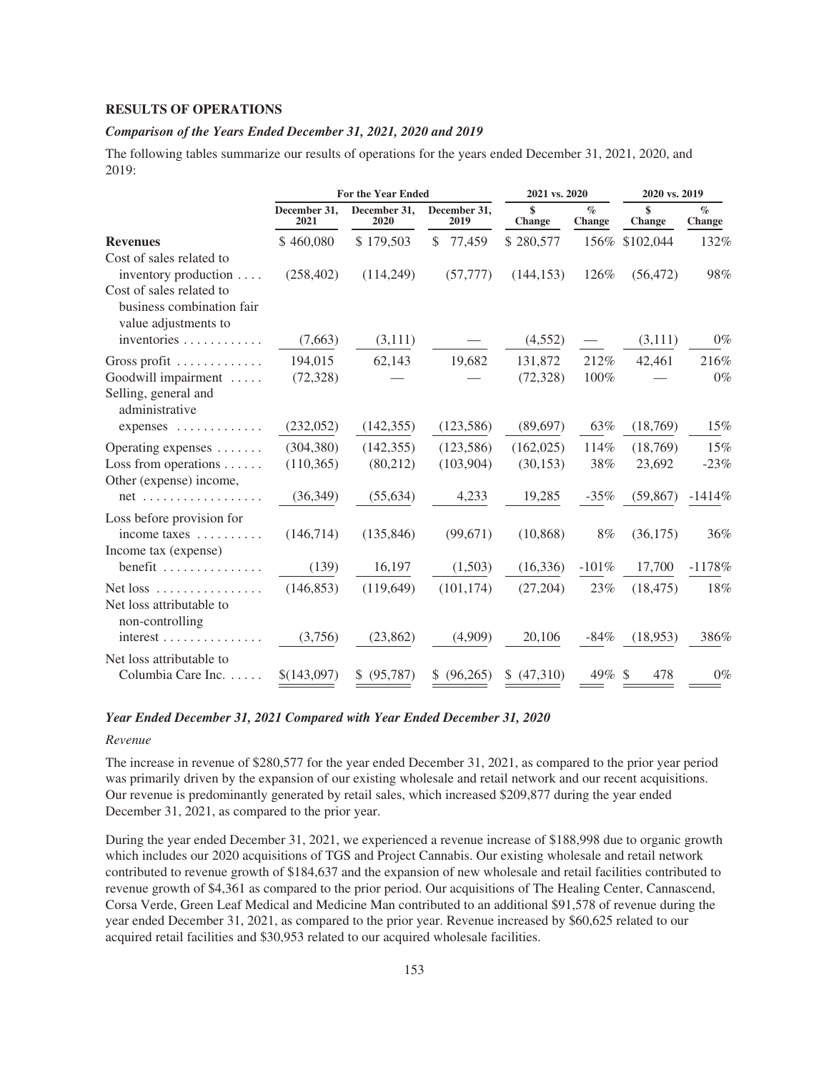## RESULTS OF OPERATIONS

### *Comparison of the Years Ended December 31, 2021, 2020 and 2019*

The following tables summarize our results of operations for the years ended December 31, 2021, 2020, and 2019:

| | For the Year Ended | | | 2021 vs. 2020 | | 2020 vs. 2019 | |
|---|---|---|---|---|---|---|---|
| | December 31, 2021 | December 31, 2020 | December 31, 2019 | $ Change | % Change | $ Change | % Change |
| **Revenues** | $ 460,080 | $ 179,503 | $ 77,459 | $ 280,577 | 156% | $102,044 | 132% |
| Cost of sales related to inventory production | (258,402) | (114,249) | (57,777) | (144,153) | 126% | (56,472) | 98% |
| Cost of sales related to business combination fair value adjustments to inventories | (7,663) | (3,111) | — | (4,552) | — | (3,111) | 0% |
| Gross profit | 194,015 | 62,143 | 19,682 | 131,872 | 212% | 42,461 | 216% |
| Goodwill impairment | (72,328) | — | — | (72,328) | 100% | — | 0% |
| Selling, general and administrative expenses | (232,052) | (142,355) | (123,586) | (89,697) | 63% | (18,769) | 15% |
| Operating expenses | (304,380) | (142,355) | (123,586) | (162,025) | 114% | (18,769) | 15% |
| Loss from operations | (110,365) | (80,212) | (103,904) | (30,153) | 38% | 23,692 | -23% |
| Other (expense) income, net | (36,349) | (55,634) | 4,233 | 19,285 | -35% | (59,867) | -1414% |
| Loss before provision for income taxes | (146,714) | (135,846) | (99,671) | (10,868) | 8% | (36,175) | 36% |
| Income tax (expense) benefit | (139) | 16,197 | (1,503) | (16,336) | -101% | 17,700 | -1178% |
| Net loss | (146,853) | (119,649) | (101,174) | (27,204) | 23% | (18,475) | 18% |
| Net loss attributable to non-controlling interest | (3,756) | (23,862) | (4,909) | 20,106 | -84% | (18,953) | 386% |
| Net loss attributable to Columbia Care Inc. | $(143,097) | $ (95,787) | $ (96,265) | $ (47,310) | 49% | $ 478 | 0% |

### *Year Ended December 31, 2021 Compared with Year Ended December 31, 2020*

*Revenue*

The increase in revenue of $280,577 for the year ended December 31, 2021, as compared to the prior year period was primarily driven by the expansion of our existing wholesale and retail network and our recent acquisitions. Our revenue is predominantly generated by retail sales, which increased $209,877 during the year ended December 31, 2021, as compared to the prior year.

During the year ended December 31, 2021, we experienced a revenue increase of $188,998 due to organic growth which includes our 2020 acquisitions of TGS and Project Cannabis. Our existing wholesale and retail network contributed to revenue growth of $184,637 and the expansion of new wholesale and retail facilities contributed to revenue growth of $4,361 as compared to the prior period. Our acquisitions of The Healing Center, Cannascend, Corsa Verde, Green Leaf Medical and Medicine Man contributed to an additional $91,578 of revenue during the year ended December 31, 2021, as compared to the prior year. Revenue increased by $60,625 related to our acquired retail facilities and $30,953 related to our acquired wholesale facilities.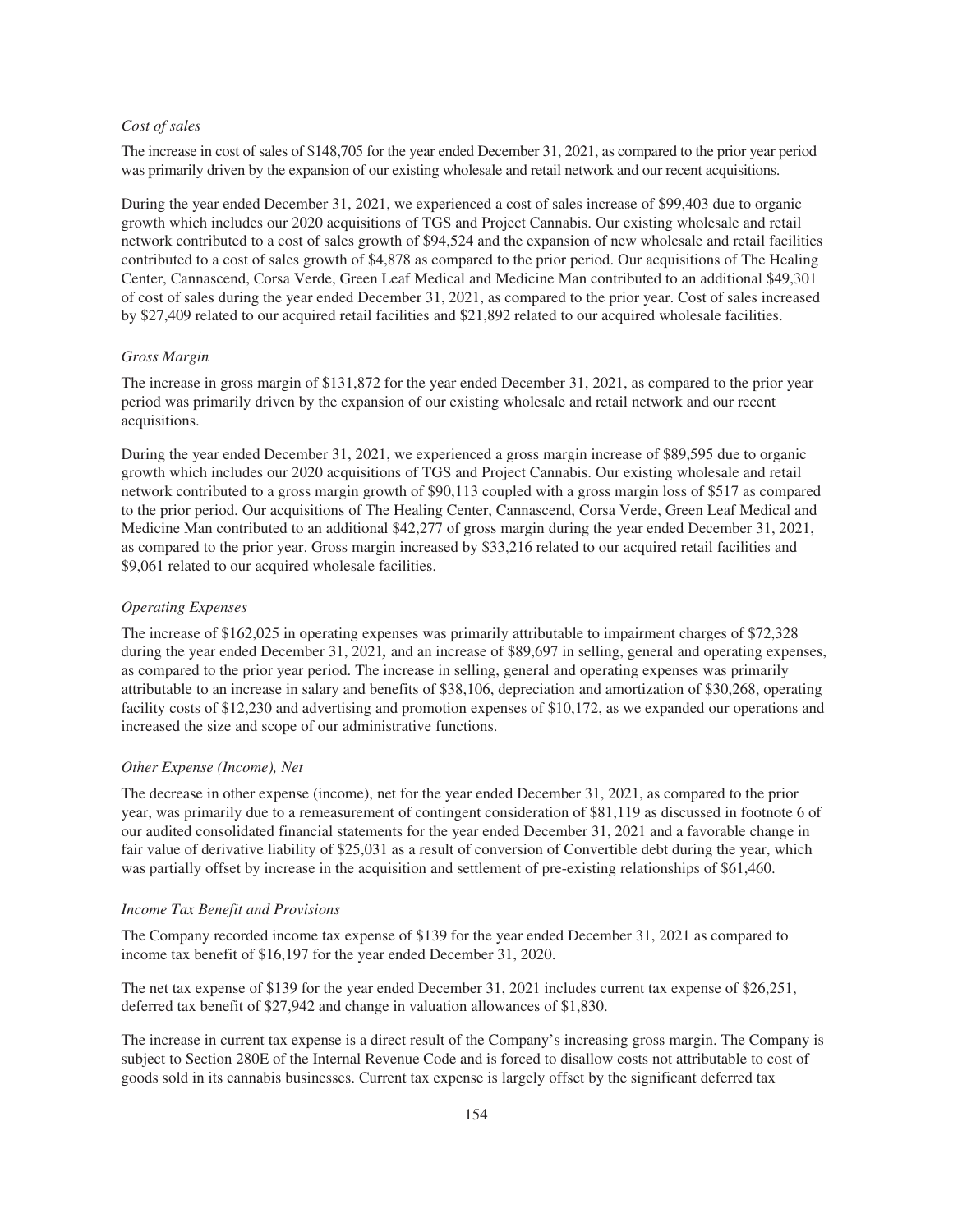*Cost of sales*

The increase in cost of sales of $148,705 for the year ended December 31, 2021, as compared to the prior year period was primarily driven by the expansion of our existing wholesale and retail network and our recent acquisitions.

During the year ended December 31, 2021, we experienced a cost of sales increase of $99,403 due to organic growth which includes our 2020 acquisitions of TGS and Project Cannabis. Our existing wholesale and retail network contributed to a cost of sales growth of $94,524 and the expansion of new wholesale and retail facilities contributed to a cost of sales growth of $4,878 as compared to the prior period. Our acquisitions of The Healing Center, Cannascend, Corsa Verde, Green Leaf Medical and Medicine Man contributed to an additional $49,301 of cost of sales during the year ended December 31, 2021, as compared to the prior year. Cost of sales increased by $27,409 related to our acquired retail facilities and $21,892 related to our acquired wholesale facilities.

*Gross Margin*

The increase in gross margin of $131,872 for the year ended December 31, 2021, as compared to the prior year period was primarily driven by the expansion of our existing wholesale and retail network and our recent acquisitions.

During the year ended December 31, 2021, we experienced a gross margin increase of $89,595 due to organic growth which includes our 2020 acquisitions of TGS and Project Cannabis. Our existing wholesale and retail network contributed to a gross margin growth of $90,113 coupled with a gross margin loss of $517 as compared to the prior period. Our acquisitions of The Healing Center, Cannascend, Corsa Verde, Green Leaf Medical and Medicine Man contributed to an additional $42,277 of gross margin during the year ended December 31, 2021, as compared to the prior year. Gross margin increased by $33,216 related to our acquired retail facilities and $9,061 related to our acquired wholesale facilities.

*Operating Expenses*

The increase of $162,025 in operating expenses was primarily attributable to impairment charges of $72,328 during the year ended December 31, 2021, and an increase of $89,697 in selling, general and operating expenses, as compared to the prior year period. The increase in selling, general and operating expenses was primarily attributable to an increase in salary and benefits of $38,106, depreciation and amortization of $30,268, operating facility costs of $12,230 and advertising and promotion expenses of $10,172, as we expanded our operations and increased the size and scope of our administrative functions.

*Other Expense (Income), Net*

The decrease in other expense (income), net for the year ended December 31, 2021, as compared to the prior year, was primarily due to a remeasurement of contingent consideration of $81,119 as discussed in footnote 6 of our audited consolidated financial statements for the year ended December 31, 2021 and a favorable change in fair value of derivative liability of $25,031 as a result of conversion of Convertible debt during the year, which was partially offset by increase in the acquisition and settlement of pre-existing relationships of $61,460.

*Income Tax Benefit and Provisions*

The Company recorded income tax expense of $139 for the year ended December 31, 2021 as compared to income tax benefit of $16,197 for the year ended December 31, 2020.

The net tax expense of $139 for the year ended December 31, 2021 includes current tax expense of $26,251, deferred tax benefit of $27,942 and change in valuation allowances of $1,830.

The increase in current tax expense is a direct result of the Company's increasing gross margin. The Company is subject to Section 280E of the Internal Revenue Code and is forced to disallow costs not attributable to cost of goods sold in its cannabis businesses. Current tax expense is largely offset by the significant deferred tax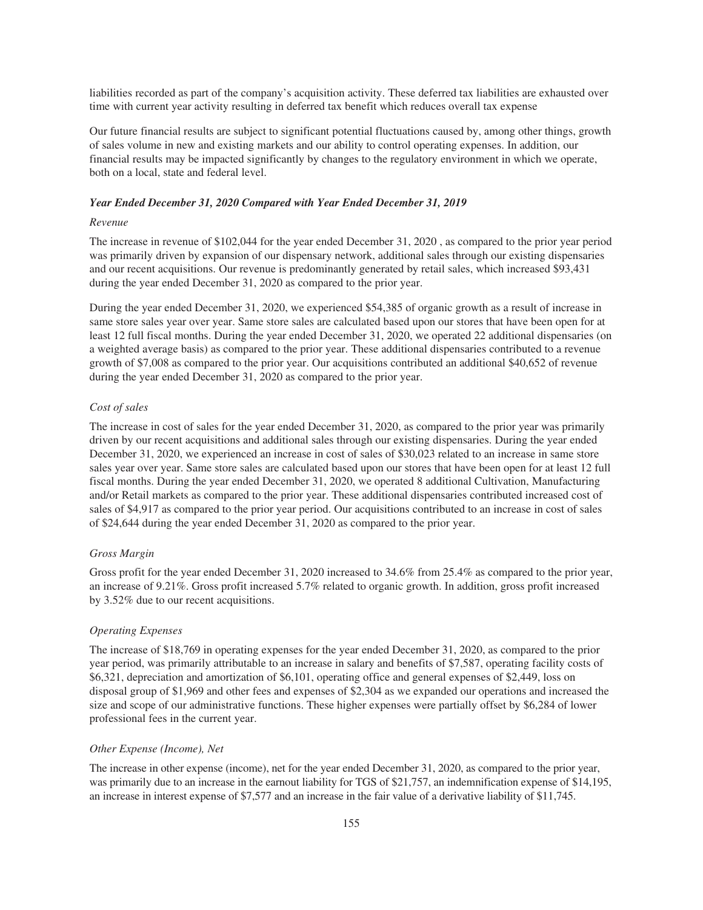liabilities recorded as part of the company's acquisition activity. These deferred tax liabilities are exhausted over time with current year activity resulting in deferred tax benefit which reduces overall tax expense

Our future financial results are subject to significant potential fluctuations caused by, among other things, growth of sales volume in new and existing markets and our ability to control operating expenses. In addition, our financial results may be impacted significantly by changes to the regulatory environment in which we operate, both on a local, state and federal level.

***Year Ended December 31, 2020 Compared with Year Ended December 31, 2019***

*Revenue*

The increase in revenue of $102,044 for the year ended December 31, 2020 , as compared to the prior year period was primarily driven by expansion of our dispensary network, additional sales through our existing dispensaries and our recent acquisitions. Our revenue is predominantly generated by retail sales, which increased $93,431 during the year ended December 31, 2020 as compared to the prior year.

During the year ended December 31, 2020, we experienced $54,385 of organic growth as a result of increase in same store sales year over year. Same store sales are calculated based upon our stores that have been open for at least 12 full fiscal months. During the year ended December 31, 2020, we operated 22 additional dispensaries (on a weighted average basis) as compared to the prior year. These additional dispensaries contributed to a revenue growth of $7,008 as compared to the prior year. Our acquisitions contributed an additional $40,652 of revenue during the year ended December 31, 2020 as compared to the prior year.

*Cost of sales*

The increase in cost of sales for the year ended December 31, 2020, as compared to the prior year was primarily driven by our recent acquisitions and additional sales through our existing dispensaries. During the year ended December 31, 2020, we experienced an increase in cost of sales of $30,023 related to an increase in same store sales year over year. Same store sales are calculated based upon our stores that have been open for at least 12 full fiscal months. During the year ended December 31, 2020, we operated 8 additional Cultivation, Manufacturing and/or Retail markets as compared to the prior year. These additional dispensaries contributed increased cost of sales of $4,917 as compared to the prior year period. Our acquisitions contributed to an increase in cost of sales of $24,644 during the year ended December 31, 2020 as compared to the prior year.

*Gross Margin*

Gross profit for the year ended December 31, 2020 increased to 34.6% from 25.4% as compared to the prior year, an increase of 9.21%. Gross profit increased 5.7% related to organic growth. In addition, gross profit increased by 3.52% due to our recent acquisitions.

*Operating Expenses*

The increase of $18,769 in operating expenses for the year ended December 31, 2020, as compared to the prior year period, was primarily attributable to an increase in salary and benefits of $7,587, operating facility costs of $6,321, depreciation and amortization of $6,101, operating office and general expenses of $2,449, loss on disposal group of $1,969 and other fees and expenses of $2,304 as we expanded our operations and increased the size and scope of our administrative functions. These higher expenses were partially offset by $6,284 of lower professional fees in the current year.

*Other Expense (Income), Net*

The increase in other expense (income), net for the year ended December 31, 2020, as compared to the prior year, was primarily due to an increase in the earnout liability for TGS of $21,757, an indemnification expense of $14,195, an increase in interest expense of $7,577 and an increase in the fair value of a derivative liability of $11,745.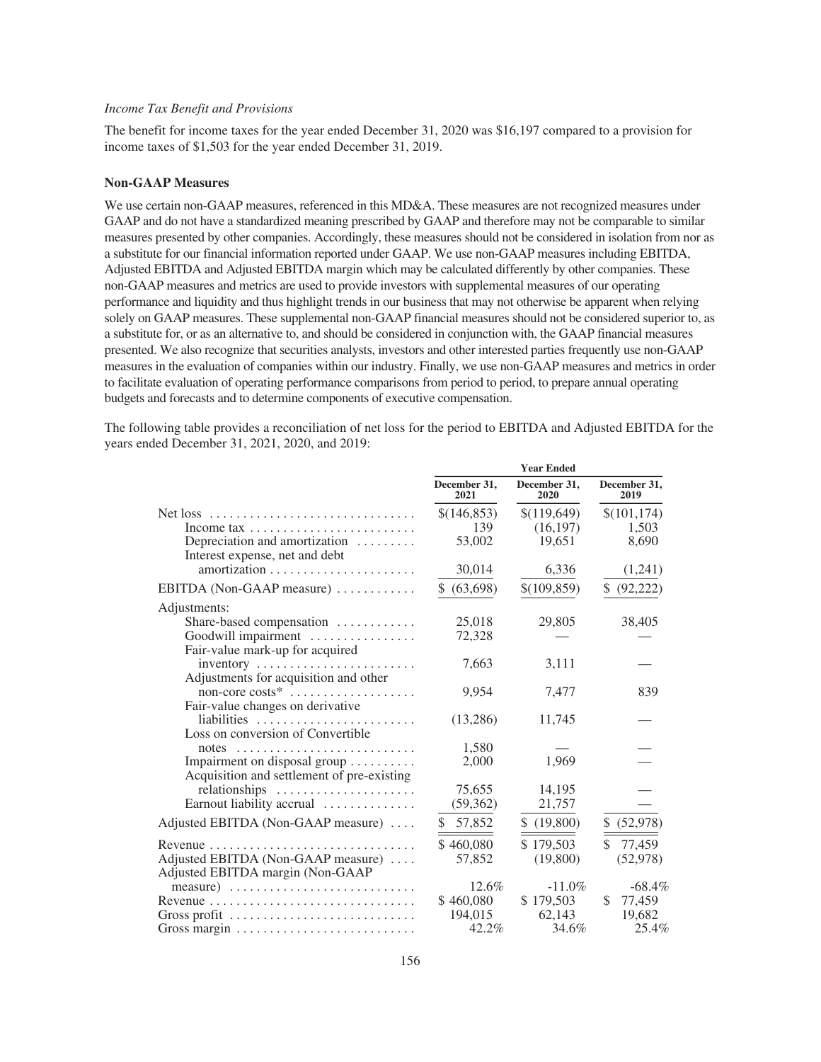*Income Tax Benefit and Provisions*

The benefit for income taxes for the year ended December 31, 2020 was $16,197 compared to a provision for income taxes of $1,503 for the year ended December 31, 2019.

**Non-GAAP Measures**

We use certain non-GAAP measures, referenced in this MD&A. These measures are not recognized measures under GAAP and do not have a standardized meaning prescribed by GAAP and therefore may not be comparable to similar measures presented by other companies. Accordingly, these measures should not be considered in isolation from nor as a substitute for our financial information reported under GAAP. We use non-GAAP measures including EBITDA, Adjusted EBITDA and Adjusted EBITDA margin which may be calculated differently by other companies. These non-GAAP measures and metrics are used to provide investors with supplemental measures of our operating performance and liquidity and thus highlight trends in our business that may not otherwise be apparent when relying solely on GAAP measures. These supplemental non-GAAP financial measures should not be considered superior to, as a substitute for, or as an alternative to, and should be considered in conjunction with, the GAAP financial measures presented. We also recognize that securities analysts, investors and other interested parties frequently use non-GAAP measures in the evaluation of companies within our industry. Finally, we use non-GAAP measures and metrics in order to facilitate evaluation of operating performance comparisons from period to period, to prepare annual operating budgets and forecasts and to determine components of executive compensation.

The following table provides a reconciliation of net loss for the period to EBITDA and Adjusted EBITDA for the years ended December 31, 2021, 2020, and 2019:

| | Year Ended | | |
|---|---|---|---|
| | December 31, 2021 | December 31, 2020 | December 31, 2019 |
| Net loss | $(146,853) | $(119,649) | $(101,174) |
| Income tax | 139 | (16,197) | 1,503 |
| Depreciation and amortization | 53,002 | 19,651 | 8,690 |
| Interest expense, net and debt amortization | 30,014 | 6,336 | (1,241) |
| EBITDA (Non-GAAP measure) | $ (63,698) | $(109,859) | $ (92,222) |
| Adjustments: | | | |
| Share-based compensation | 25,018 | 29,805 | 38,405 |
| Goodwill impairment | 72,328 | — | — |
| Fair-value mark-up for acquired inventory | 7,663 | 3,111 | — |
| Adjustments for acquisition and other non-core costs* | 9,954 | 7,477 | 839 |
| Fair-value changes on derivative liabilities | (13,286) | 11,745 | — |
| Loss on conversion of Convertible notes | 1,580 | — | — |
| Impairment on disposal group | 2,000 | 1,969 | — |
| Acquisition and settlement of pre-existing relationships | 75,655 | 14,195 | — |
| Earnout liability accrual | (59,362) | 21,757 | — |
| Adjusted EBITDA (Non-GAAP measure) | $ 57,852 | $ (19,800) | $ (52,978) |
| Revenue | $ 460,080 | $ 179,503 | $ 77,459 |
| Adjusted EBITDA (Non-GAAP measure) | 57,852 | (19,800) | (52,978) |
| Adjusted EBITDA margin (Non-GAAP measure) | 12.6% | -11.0% | -68.4% |
| Revenue | $ 460,080 | $ 179,503 | $ 77,459 |
| Gross profit | 194,015 | 62,143 | 19,682 |
| Gross margin | 42.2% | 34.6% | 25.4% |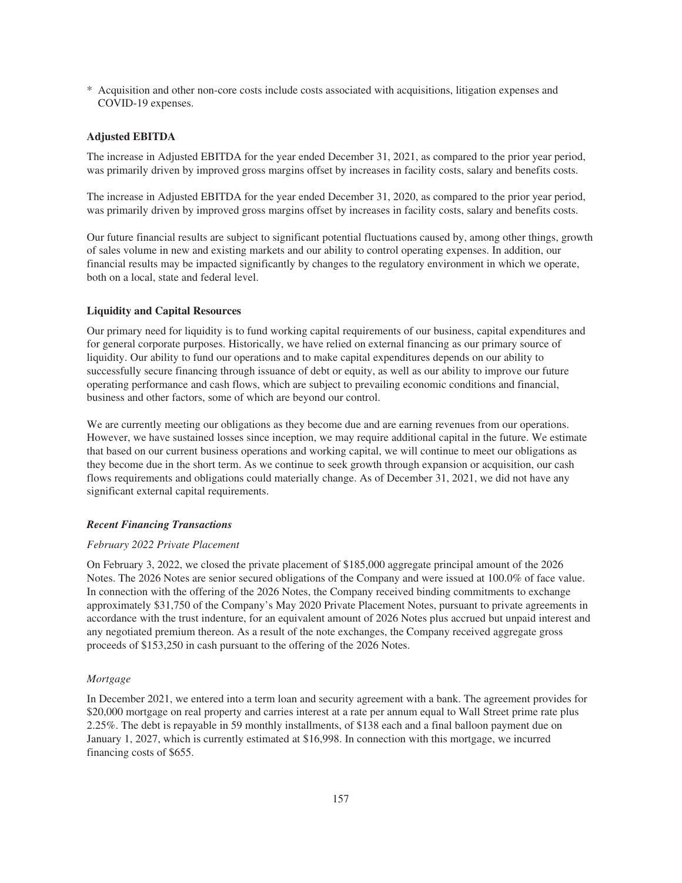* Acquisition and other non-core costs include costs associated with acquisitions, litigation expenses and COVID-19 expenses.

**Adjusted EBITDA**

The increase in Adjusted EBITDA for the year ended December 31, 2021, as compared to the prior year period, was primarily driven by improved gross margins offset by increases in facility costs, salary and benefits costs.

The increase in Adjusted EBITDA for the year ended December 31, 2020, as compared to the prior year period, was primarily driven by improved gross margins offset by increases in facility costs, salary and benefits costs.

Our future financial results are subject to significant potential fluctuations caused by, among other things, growth of sales volume in new and existing markets and our ability to control operating expenses. In addition, our financial results may be impacted significantly by changes to the regulatory environment in which we operate, both on a local, state and federal level.

**Liquidity and Capital Resources**

Our primary need for liquidity is to fund working capital requirements of our business, capital expenditures and for general corporate purposes. Historically, we have relied on external financing as our primary source of liquidity. Our ability to fund our operations and to make capital expenditures depends on our ability to successfully secure financing through issuance of debt or equity, as well as our ability to improve our future operating performance and cash flows, which are subject to prevailing economic conditions and financial, business and other factors, some of which are beyond our control.

We are currently meeting our obligations as they become due and are earning revenues from our operations. However, we have sustained losses since inception, we may require additional capital in the future. We estimate that based on our current business operations and working capital, we will continue to meet our obligations as they become due in the short term. As we continue to seek growth through expansion or acquisition, our cash flows requirements and obligations could materially change. As of December 31, 2021, we did not have any significant external capital requirements.

***Recent Financing Transactions***

*February 2022 Private Placement*

On February 3, 2022, we closed the private placement of $185,000 aggregate principal amount of the 2026 Notes. The 2026 Notes are senior secured obligations of the Company and were issued at 100.0% of face value. In connection with the offering of the 2026 Notes, the Company received binding commitments to exchange approximately $31,750 of the Company's May 2020 Private Placement Notes, pursuant to private agreements in accordance with the trust indenture, for an equivalent amount of 2026 Notes plus accrued but unpaid interest and any negotiated premium thereon. As a result of the note exchanges, the Company received aggregate gross proceeds of $153,250 in cash pursuant to the offering of the 2026 Notes.

*Mortgage*

In December 2021, we entered into a term loan and security agreement with a bank. The agreement provides for $20,000 mortgage on real property and carries interest at a rate per annum equal to Wall Street prime rate plus 2.25%. The debt is repayable in 59 monthly installments, of $138 each and a final balloon payment due on January 1, 2027, which is currently estimated at $16,998. In connection with this mortgage, we incurred financing costs of $655.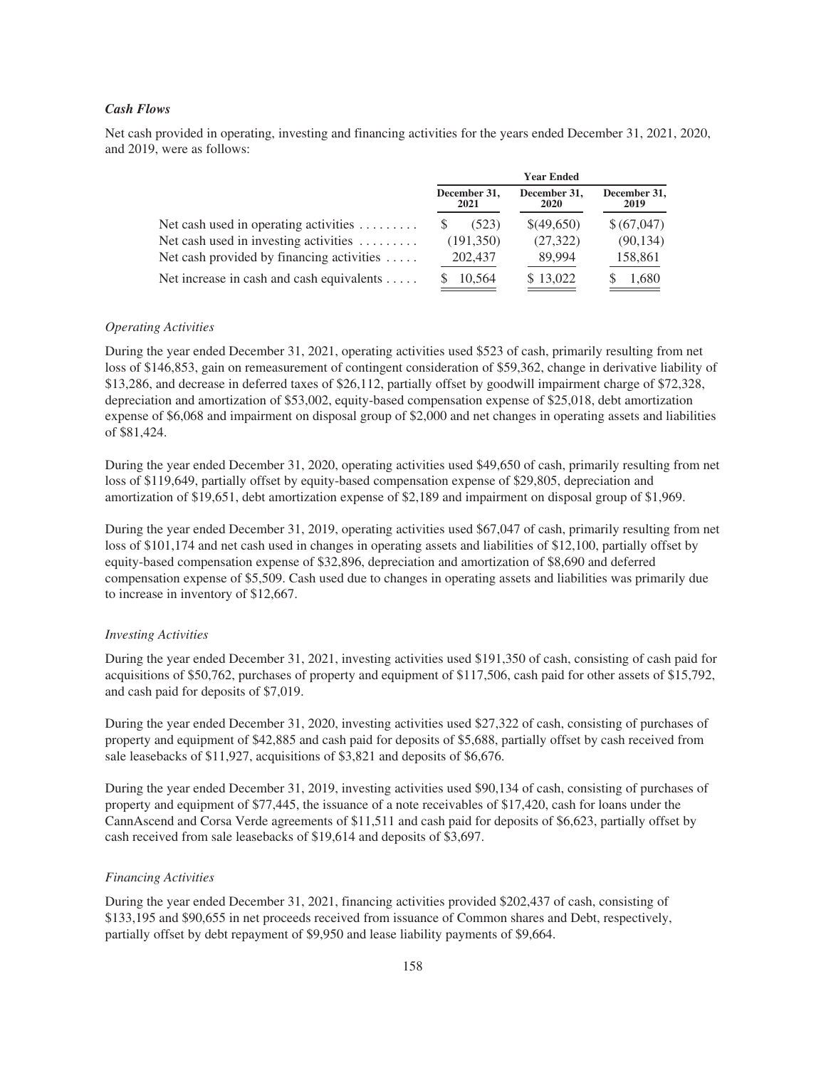### *Cash Flows*

Net cash provided in operating, investing and financing activities for the years ended December 31, 2021, 2020, and 2019, were as follows:

| | Year Ended | | |
|---|---|---|---|
| | December 31, 2021 | December 31, 2020 | December 31, 2019 |
| Net cash used in operating activities | $ (523) | $(49,650) | $ (67,047) |
| Net cash used in investing activities | (191,350) | (27,322) | (90,134) |
| Net cash provided by financing activities | 202,437 | 89,994 | 158,861 |
| Net increase in cash and cash equivalents | $ 10,564 | $ 13,022 | $ 1,680 |

*Operating Activities*

During the year ended December 31, 2021, operating activities used $523 of cash, primarily resulting from net loss of $146,853, gain on remeasurement of contingent consideration of $59,362, change in derivative liability of $13,286, and decrease in deferred taxes of $26,112, partially offset by goodwill impairment charge of $72,328, depreciation and amortization of $53,002, equity-based compensation expense of $25,018, debt amortization expense of $6,068 and impairment on disposal group of $2,000 and net changes in operating assets and liabilities of $81,424.

During the year ended December 31, 2020, operating activities used $49,650 of cash, primarily resulting from net loss of $119,649, partially offset by equity-based compensation expense of $29,805, depreciation and amortization of $19,651, debt amortization expense of $2,189 and impairment on disposal group of $1,969.

During the year ended December 31, 2019, operating activities used $67,047 of cash, primarily resulting from net loss of $101,174 and net cash used in changes in operating assets and liabilities of $12,100, partially offset by equity-based compensation expense of $32,896, depreciation and amortization of $8,690 and deferred compensation expense of $5,509. Cash used due to changes in operating assets and liabilities was primarily due to increase in inventory of $12,667.

*Investing Activities*

During the year ended December 31, 2021, investing activities used $191,350 of cash, consisting of cash paid for acquisitions of $50,762, purchases of property and equipment of $117,506, cash paid for other assets of $15,792, and cash paid for deposits of $7,019.

During the year ended December 31, 2020, investing activities used $27,322 of cash, consisting of purchases of property and equipment of $42,885 and cash paid for deposits of $5,688, partially offset by cash received from sale leasebacks of $11,927, acquisitions of $3,821 and deposits of $6,676.

During the year ended December 31, 2019, investing activities used $90,134 of cash, consisting of purchases of property and equipment of $77,445, the issuance of a note receivables of $17,420, cash for loans under the CannAscend and Corsa Verde agreements of $11,511 and cash paid for deposits of $6,623, partially offset by cash received from sale leasebacks of $19,614 and deposits of $3,697.

*Financing Activities*

During the year ended December 31, 2021, financing activities provided $202,437 of cash, consisting of $133,195 and $90,655 in net proceeds received from issuance of Common shares and Debt, respectively, partially offset by debt repayment of $9,950 and lease liability payments of $9,664.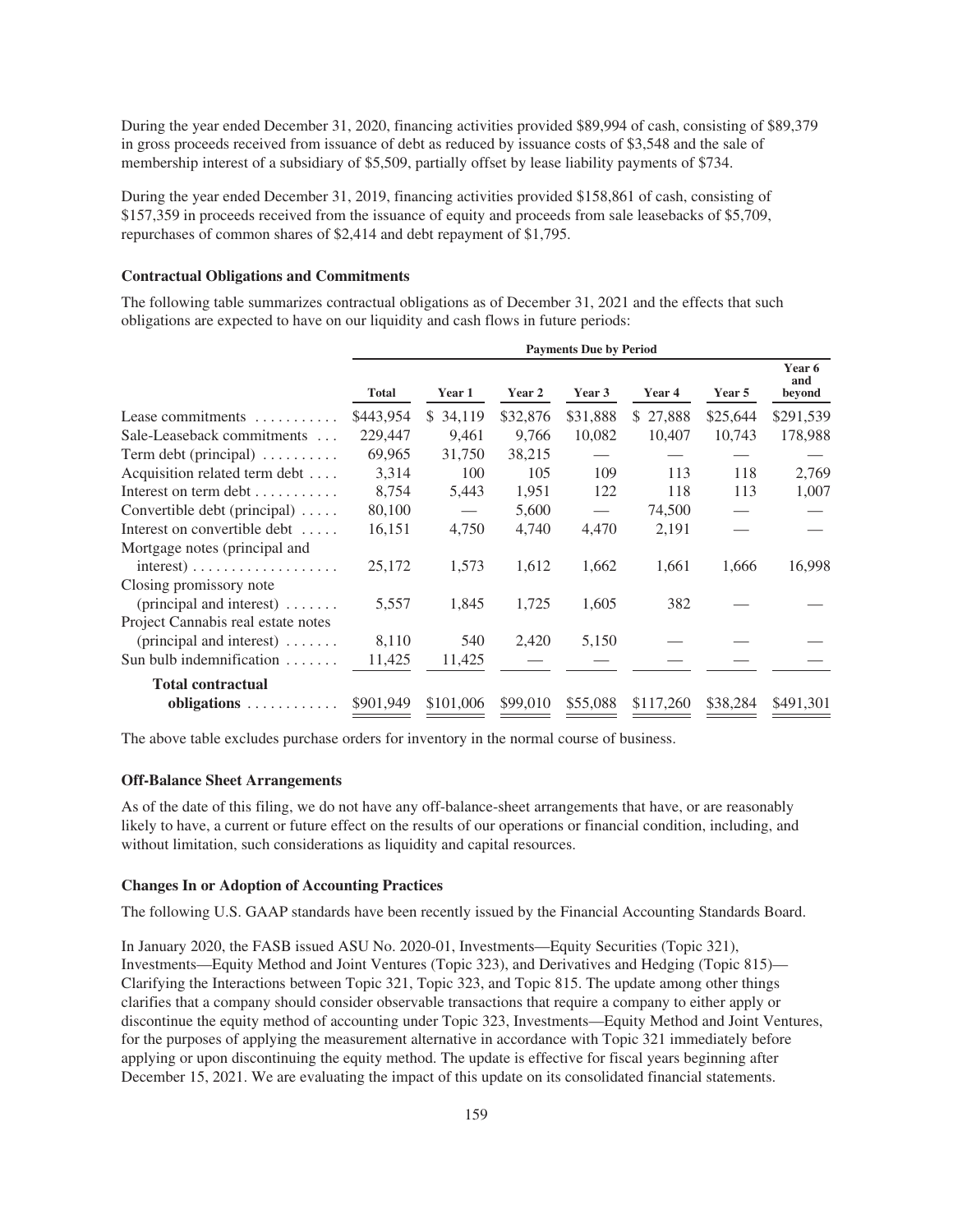During the year ended December 31, 2020, financing activities provided $89,994 of cash, consisting of $89,379 in gross proceeds received from issuance of debt as reduced by issuance costs of $3,548 and the sale of membership interest of a subsidiary of $5,509, partially offset by lease liability payments of $734.

During the year ended December 31, 2019, financing activities provided $158,861 of cash, consisting of $157,359 in proceeds received from the issuance of equity and proceeds from sale leasebacks of $5,709, repurchases of common shares of $2,414 and debt repayment of $1,795.

### Contractual Obligations and Commitments

The following table summarizes contractual obligations as of December 31, 2021 and the effects that such obligations are expected to have on our liquidity and cash flows in future periods:

| | Payments Due by Period | | | | | | |
|---|---|---|---|---|---|---|---|
| | Total | Year 1 | Year 2 | Year 3 | Year 4 | Year 5 | Year 6 and beyond |
| Lease commitments | $443,954 | $ 34,119 | $32,876 | $31,888 | $ 27,888 | $25,644 | $291,539 |
| Sale-Leaseback commitments | 229,447 | 9,461 | 9,766 | 10,082 | 10,407 | 10,743 | 178,988 |
| Term debt (principal) | 69,965 | 31,750 | 38,215 | — | — | — | — |
| Acquisition related term debt | 3,314 | 100 | 105 | 109 | 113 | 118 | 2,769 |
| Interest on term debt | 8,754 | 5,443 | 1,951 | 122 | 118 | 113 | 1,007 |
| Convertible debt (principal) | 80,100 | — | 5,600 | — | 74,500 | — | — |
| Interest on convertible debt | 16,151 | 4,750 | 4,740 | 4,470 | 2,191 | — | — |
| Mortgage notes (principal and interest) | 25,172 | 1,573 | 1,612 | 1,662 | 1,661 | 1,666 | 16,998 |
| Closing promissory note (principal and interest) | 5,557 | 1,845 | 1,725 | 1,605 | 382 | — | — |
| Project Cannabis real estate notes (principal and interest) | 8,110 | 540 | 2,420 | 5,150 | — | — | — |
| Sun bulb indemnification | 11,425 | 11,425 | — | — | — | — | — |
| **Total contractual obligations** | $901,949 | $101,006 | $99,010 | $55,088 | $117,260 | $38,284 | $491,301 |

The above table excludes purchase orders for inventory in the normal course of business.

### Off-Balance Sheet Arrangements

As of the date of this filing, we do not have any off-balance-sheet arrangements that have, or are reasonably likely to have, a current or future effect on the results of our operations or financial condition, including, and without limitation, such considerations as liquidity and capital resources.

### Changes In or Adoption of Accounting Practices

The following U.S. GAAP standards have been recently issued by the Financial Accounting Standards Board.

In January 2020, the FASB issued ASU No. 2020-01, Investments—Equity Securities (Topic 321), Investments—Equity Method and Joint Ventures (Topic 323), and Derivatives and Hedging (Topic 815)—Clarifying the Interactions between Topic 321, Topic 323, and Topic 815. The update among other things clarifies that a company should consider observable transactions that require a company to either apply or discontinue the equity method of accounting under Topic 323, Investments—Equity Method and Joint Ventures, for the purposes of applying the measurement alternative in accordance with Topic 321 immediately before applying or upon discontinuing the equity method. The update is effective for fiscal years beginning after December 15, 2021. We are evaluating the impact of this update on its consolidated financial statements.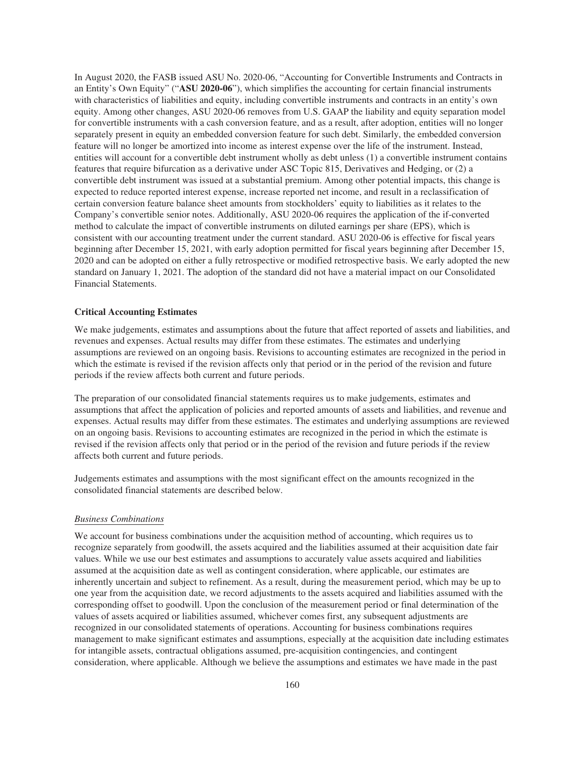In August 2020, the FASB issued ASU No. 2020-06, "Accounting for Convertible Instruments and Contracts in an Entity's Own Equity" ("**ASU 2020-06**"), which simplifies the accounting for certain financial instruments with characteristics of liabilities and equity, including convertible instruments and contracts in an entity's own equity. Among other changes, ASU 2020-06 removes from U.S. GAAP the liability and equity separation model for convertible instruments with a cash conversion feature, and as a result, after adoption, entities will no longer separately present in equity an embedded conversion feature for such debt. Similarly, the embedded conversion feature will no longer be amortized into income as interest expense over the life of the instrument. Instead, entities will account for a convertible debt instrument wholly as debt unless (1) a convertible instrument contains features that require bifurcation as a derivative under ASC Topic 815, Derivatives and Hedging, or (2) a convertible debt instrument was issued at a substantial premium. Among other potential impacts, this change is expected to reduce reported interest expense, increase reported net income, and result in a reclassification of certain conversion feature balance sheet amounts from stockholders' equity to liabilities as it relates to the Company's convertible senior notes. Additionally, ASU 2020-06 requires the application of the if-converted method to calculate the impact of convertible instruments on diluted earnings per share (EPS), which is consistent with our accounting treatment under the current standard. ASU 2020-06 is effective for fiscal years beginning after December 15, 2021, with early adoption permitted for fiscal years beginning after December 15, 2020 and can be adopted on either a fully retrospective or modified retrospective basis. We early adopted the new standard on January 1, 2021. The adoption of the standard did not have a material impact on our Consolidated Financial Statements.

**Critical Accounting Estimates**

We make judgements, estimates and assumptions about the future that affect reported of assets and liabilities, and revenues and expenses. Actual results may differ from these estimates. The estimates and underlying assumptions are reviewed on an ongoing basis. Revisions to accounting estimates are recognized in the period in which the estimate is revised if the revision affects only that period or in the period of the revision and future periods if the review affects both current and future periods.

The preparation of our consolidated financial statements requires us to make judgements, estimates and assumptions that affect the application of policies and reported amounts of assets and liabilities, and revenue and expenses. Actual results may differ from these estimates. The estimates and underlying assumptions are reviewed on an ongoing basis. Revisions to accounting estimates are recognized in the period in which the estimate is revised if the revision affects only that period or in the period of the revision and future periods if the review affects both current and future periods.

Judgements estimates and assumptions with the most significant effect on the amounts recognized in the consolidated financial statements are described below.

*Business Combinations*

We account for business combinations under the acquisition method of accounting, which requires us to recognize separately from goodwill, the assets acquired and the liabilities assumed at their acquisition date fair values. While we use our best estimates and assumptions to accurately value assets acquired and liabilities assumed at the acquisition date as well as contingent consideration, where applicable, our estimates are inherently uncertain and subject to refinement. As a result, during the measurement period, which may be up to one year from the acquisition date, we record adjustments to the assets acquired and liabilities assumed with the corresponding offset to goodwill. Upon the conclusion of the measurement period or final determination of the values of assets acquired or liabilities assumed, whichever comes first, any subsequent adjustments are recognized in our consolidated statements of operations. Accounting for business combinations requires management to make significant estimates and assumptions, especially at the acquisition date including estimates for intangible assets, contractual obligations assumed, pre-acquisition contingencies, and contingent consideration, where applicable. Although we believe the assumptions and estimates we have made in the past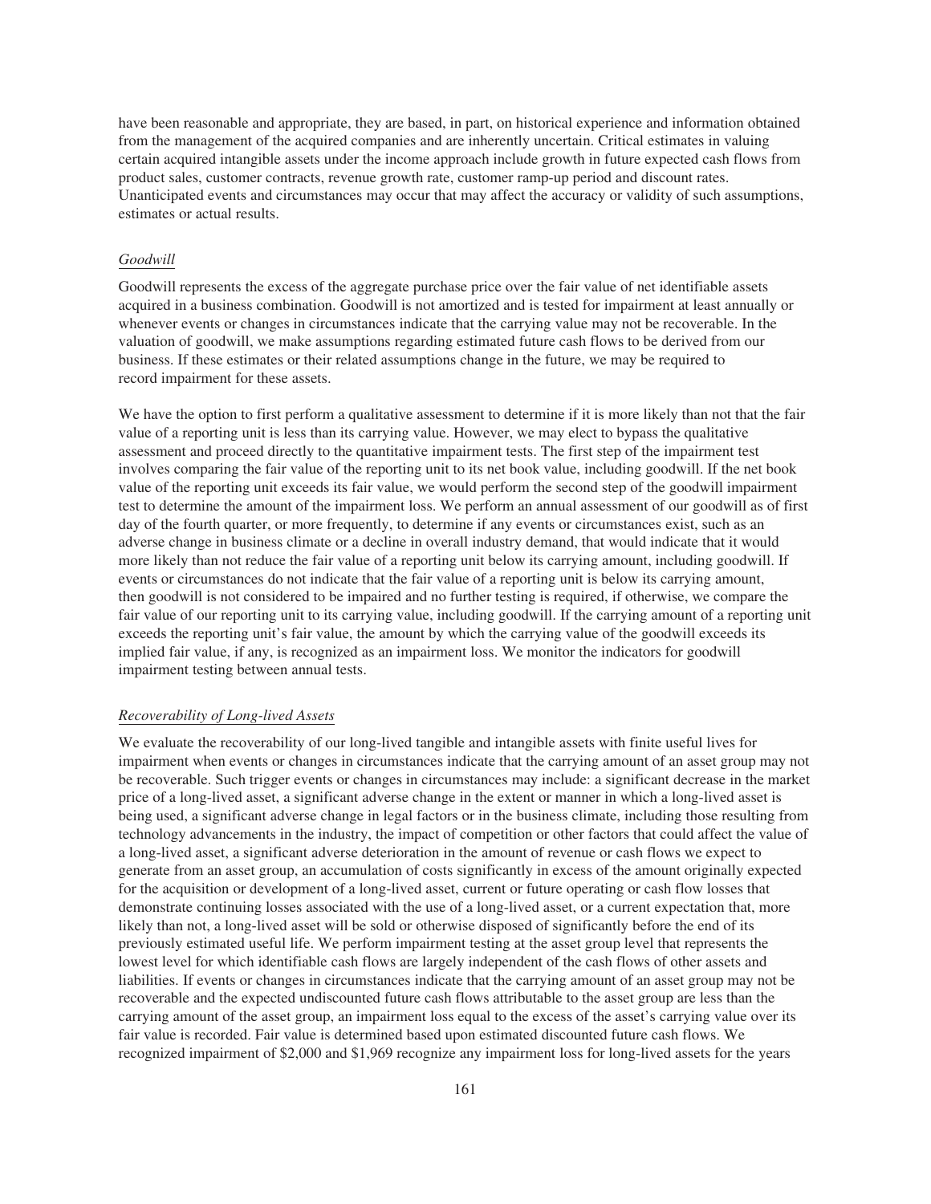have been reasonable and appropriate, they are based, in part, on historical experience and information obtained from the management of the acquired companies and are inherently uncertain. Critical estimates in valuing certain acquired intangible assets under the income approach include growth in future expected cash flows from product sales, customer contracts, revenue growth rate, customer ramp-up period and discount rates. Unanticipated events and circumstances may occur that may affect the accuracy or validity of such assumptions, estimates or actual results.

*Goodwill*

Goodwill represents the excess of the aggregate purchase price over the fair value of net identifiable assets acquired in a business combination. Goodwill is not amortized and is tested for impairment at least annually or whenever events or changes in circumstances indicate that the carrying value may not be recoverable. In the valuation of goodwill, we make assumptions regarding estimated future cash flows to be derived from our business. If these estimates or their related assumptions change in the future, we may be required to record impairment for these assets.

We have the option to first perform a qualitative assessment to determine if it is more likely than not that the fair value of a reporting unit is less than its carrying value. However, we may elect to bypass the qualitative assessment and proceed directly to the quantitative impairment tests. The first step of the impairment test involves comparing the fair value of the reporting unit to its net book value, including goodwill. If the net book value of the reporting unit exceeds its fair value, we would perform the second step of the goodwill impairment test to determine the amount of the impairment loss. We perform an annual assessment of our goodwill as of first day of the fourth quarter, or more frequently, to determine if any events or circumstances exist, such as an adverse change in business climate or a decline in overall industry demand, that would indicate that it would more likely than not reduce the fair value of a reporting unit below its carrying amount, including goodwill. If events or circumstances do not indicate that the fair value of a reporting unit is below its carrying amount, then goodwill is not considered to be impaired and no further testing is required, if otherwise, we compare the fair value of our reporting unit to its carrying value, including goodwill. If the carrying amount of a reporting unit exceeds the reporting unit's fair value, the amount by which the carrying value of the goodwill exceeds its implied fair value, if any, is recognized as an impairment loss. We monitor the indicators for goodwill impairment testing between annual tests.

*Recoverability of Long-lived Assets*

We evaluate the recoverability of our long-lived tangible and intangible assets with finite useful lives for impairment when events or changes in circumstances indicate that the carrying amount of an asset group may not be recoverable. Such trigger events or changes in circumstances may include: a significant decrease in the market price of a long-lived asset, a significant adverse change in the extent or manner in which a long-lived asset is being used, a significant adverse change in legal factors or in the business climate, including those resulting from technology advancements in the industry, the impact of competition or other factors that could affect the value of a long-lived asset, a significant adverse deterioration in the amount of revenue or cash flows we expect to generate from an asset group, an accumulation of costs significantly in excess of the amount originally expected for the acquisition or development of a long-lived asset, current or future operating or cash flow losses that demonstrate continuing losses associated with the use of a long-lived asset, or a current expectation that, more likely than not, a long-lived asset will be sold or otherwise disposed of significantly before the end of its previously estimated useful life. We perform impairment testing at the asset group level that represents the lowest level for which identifiable cash flows are largely independent of the cash flows of other assets and liabilities. If events or changes in circumstances indicate that the carrying amount of an asset group may not be recoverable and the expected undiscounted future cash flows attributable to the asset group are less than the carrying amount of the asset group, an impairment loss equal to the excess of the asset's carrying value over its fair value is recorded. Fair value is determined based upon estimated discounted future cash flows. We recognized impairment of $2,000 and $1,969 recognize any impairment loss for long-lived assets for the years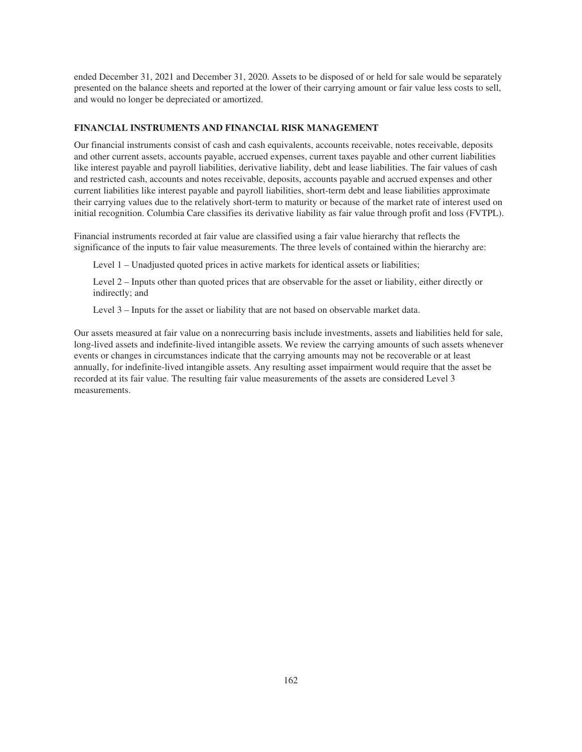ended December 31, 2021 and December 31, 2020. Assets to be disposed of or held for sale would be separately presented on the balance sheets and reported at the lower of their carrying amount or fair value less costs to sell, and would no longer be depreciated or amortized.

## FINANCIAL INSTRUMENTS AND FINANCIAL RISK MANAGEMENT

Our financial instruments consist of cash and cash equivalents, accounts receivable, notes receivable, deposits and other current assets, accounts payable, accrued expenses, current taxes payable and other current liabilities like interest payable and payroll liabilities, derivative liability, debt and lease liabilities. The fair values of cash and restricted cash, accounts and notes receivable, deposits, accounts payable and accrued expenses and other current liabilities like interest payable and payroll liabilities, short-term debt and lease liabilities approximate their carrying values due to the relatively short-term to maturity or because of the market rate of interest used on initial recognition. Columbia Care classifies its derivative liability as fair value through profit and loss (FVTPL).

Financial instruments recorded at fair value are classified using a fair value hierarchy that reflects the significance of the inputs to fair value measurements. The three levels of contained within the hierarchy are:

Level 1 – Unadjusted quoted prices in active markets for identical assets or liabilities;

Level 2 – Inputs other than quoted prices that are observable for the asset or liability, either directly or indirectly; and

Level 3 – Inputs for the asset or liability that are not based on observable market data.

Our assets measured at fair value on a nonrecurring basis include investments, assets and liabilities held for sale, long-lived assets and indefinite-lived intangible assets. We review the carrying amounts of such assets whenever events or changes in circumstances indicate that the carrying amounts may not be recoverable or at least annually, for indefinite-lived intangible assets. Any resulting asset impairment would require that the asset be recorded at its fair value. The resulting fair value measurements of the assets are considered Level 3 measurements.